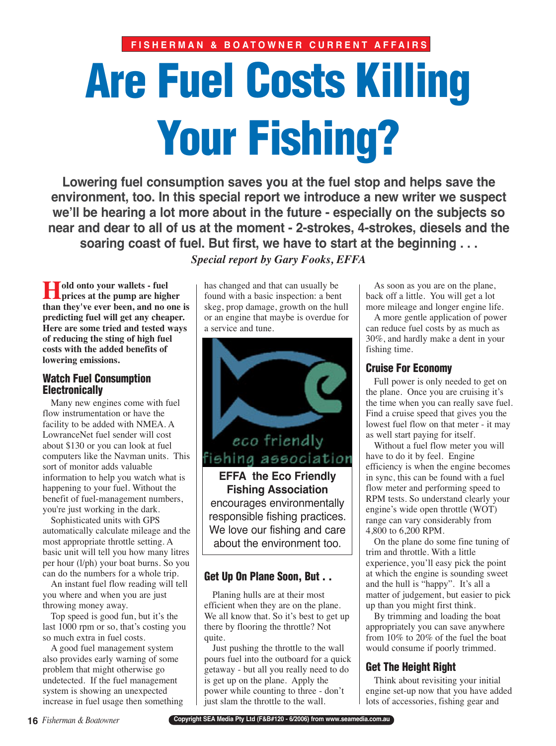FISHERMAN & BOATOWNER CURRENT AFFAIRS

# Are Fuel Costs Killing Your Fishing?

**Lowering fuel consumption saves you at the fuel stop and helps save the environment, too. In this special report we introduce a new writer we suspect we'll be hearing a lot more about in the future - especially on the subjects so near and dear to all of us at the moment - 2-strokes, 4-strokes, diesels and the soaring coast of fuel. But first, we have to start at the beginning . . .**

*Special report by Gary Fooks, EFFA*

**Hold onto your wallets - fuel prices at the pump are higher than they've ever been, and no one is predicting fuel will get any cheaper. Here are some tried and tested ways of reducing the sting of high fuel costs with the added benefits of lowering emissions.**

## Watch Fuel Consumption Electronically

Many new engines come with fuel flow instrumentation or have the facility to be added with NMEA. A LowranceNet fuel sender will cost about $130 or you can look at fuel computers like the Navman units. This sort of monitor adds valuable information to help you watch what is happening to your fuel. Without the benefit of fuel-management numbers, you're just working in the dark.

Sophisticated units with GPS automatically calculate mileage and the most appropriate throttle setting. A basic unit will tell you how many litres per hour (l/ph) your boat burns. So you can do the numbers for a whole trip.

An instant fuel flow reading will tell you where and when you are just throwing money away.

Top speed is good fun, but it's the last 1000 rpm or so, that's costing you so much extra in fuel costs.

A good fuel management system also provides early warning of some problem that might otherwise go undetected. If the fuel management system is showing an unexpected increase in fuel usage then something has changed and that can usually be found with a basic inspection: a bent skeg, prop damage, growth on the hull or an engine that maybe is overdue for a service and tune.

eco friendly fishing association

**EFFA the Eco Friendly Fishing Association** encourages environmentally responsible fishing practices. We love our fishing and care about the environment too.

## Get Up On Plane Soon, But . .

Planing hulls are at their most efficient when they are on the plane. We all know that. So it's best to get up there by flooring the throttle? Not quite.

Just pushing the throttle to the wall pours fuel into the outboard for a quick getaway - but all you really need to do is get up on the plane. Apply the power while counting to three - don't just slam the throttle to the wall.

As soon as you are on the plane, back off a little. You will get a lot more mileage and longer engine life.

A more gentle application of power can reduce fuel costs by as much as 30%, and hardly make a dent in your fishing time.

## Cruise For Economy

Full power is only needed to get on the plane. Once you are cruising it's the time when you can really save fuel. Find a cruise speed that gives you the lowest fuel flow on that meter - it may as well start paying for itself.

Without a fuel flow meter you will have to do it by feel. Engine efficiency is when the engine becomes in sync, this can be found with a fuel flow meter and performing speed to RPM tests. So understand clearly your engine's wide open throttle (WOT) range can vary considerably from 4,800 to 6,200 RPM.

On the plane do some fine tuning of trim and throttle. With a little experience, you'll easy pick the point at which the engine is sounding sweet and the hull is "happy". It's all a matter of judgement, but easier to pick up than you might first think.

By trimming and loading the boat appropriately you can save anywhere from 10% to 20% of the fuel the boat would consume if poorly trimmed.

## Get The Height Right

Think about revisiting your initial engine set-up now that you have added lots of accessories, fishing gear and

Copyright SEA Media Pty Ltd (F&B#120 - 6/2006) from www.seamedia.com.au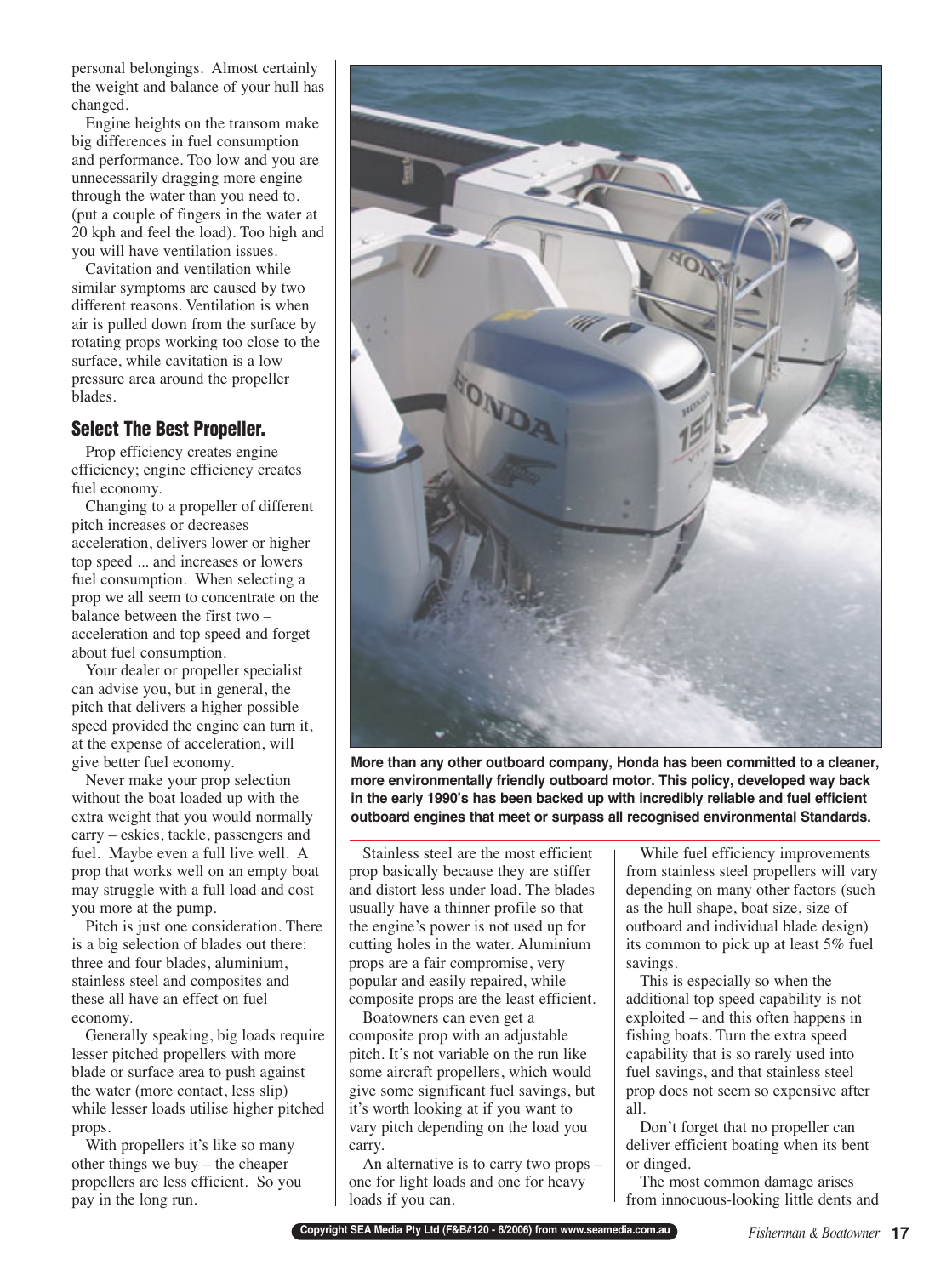personal belongings. Almost certainly the weight and balance of your hull has changed.

Engine heights on the transom make big differences in fuel consumption and performance. Too low and you are unnecessarily dragging more engine through the water than you need to. (put a couple of fingers in the water at 20 kph and feel the load). Too high and you will have ventilation issues.

Cavitation and ventilation while similar symptoms are caused by two different reasons. Ventilation is when air is pulled down from the surface by rotating props working too close to the surface, while cavitation is a low pressure area around the propeller blades.

## Select The Best Propeller.

Prop efficiency creates engine efficiency; engine efficiency creates fuel economy.

Changing to a propeller of different pitch increases or decreases acceleration, delivers lower or higher top speed ... and increases or lowers fuel consumption. When selecting a prop we all seem to concentrate on the balance between the first two – acceleration and top speed and forget about fuel consumption.

Your dealer or propeller specialist can advise you, but in general, the pitch that delivers a higher possible speed provided the engine can turn it, at the expense of acceleration, will give better fuel economy.

Never make your prop selection without the boat loaded up with the extra weight that you would normally carry – eskies, tackle, passengers and fuel. Maybe even a full live well. A prop that works well on an empty boat may struggle with a full load and cost you more at the pump.

Pitch is just one consideration. There is a big selection of blades out there: three and four blades, aluminium, stainless steel and composites and these all have an effect on fuel economy.

Generally speaking, big loads require lesser pitched propellers with more blade or surface area to push against the water (more contact, less slip) while lesser loads utilise higher pitched props.

With propellers it's like so many other things we buy – the cheaper propellers are less efficient. So you pay in the long run.

**More than any other outboard company, Honda has been committed to a cleaner, more environmentally friendly outboard motor. This policy, developed way back in the early 1990's has been backed up with incredibly reliable and fuel efficient outboard engines that meet or surpass all recognised environmental Standards.**

Stainless steel are the most efficient prop basically because they are stiffer and distort less under load. The blades usually have a thinner profile so that the engine's power is not used up for cutting holes in the water. Aluminium props are a fair compromise, very popular and easily repaired, while composite props are the least efficient.

Boatowners can even get a composite prop with an adjustable pitch. It's not variable on the run like some aircraft propellers, which would give some significant fuel savings, but it's worth looking at if you want to vary pitch depending on the load you carry.

An alternative is to carry two props – one for light loads and one for heavy loads if you can.

While fuel efficiency improvements from stainless steel propellers will vary depending on many other factors (such as the hull shape, boat size, size of outboard and individual blade design) its common to pick up at least 5% fuel savings.

This is especially so when the additional top speed capability is not exploited – and this often happens in fishing boats. Turn the extra speed capability that is so rarely used into fuel savings, and that stainless steel prop does not seem so expensive after all.

Don't forget that no propeller can deliver efficient boating when its bent or dinged.

The most common damage arises from innocuous-looking little dents and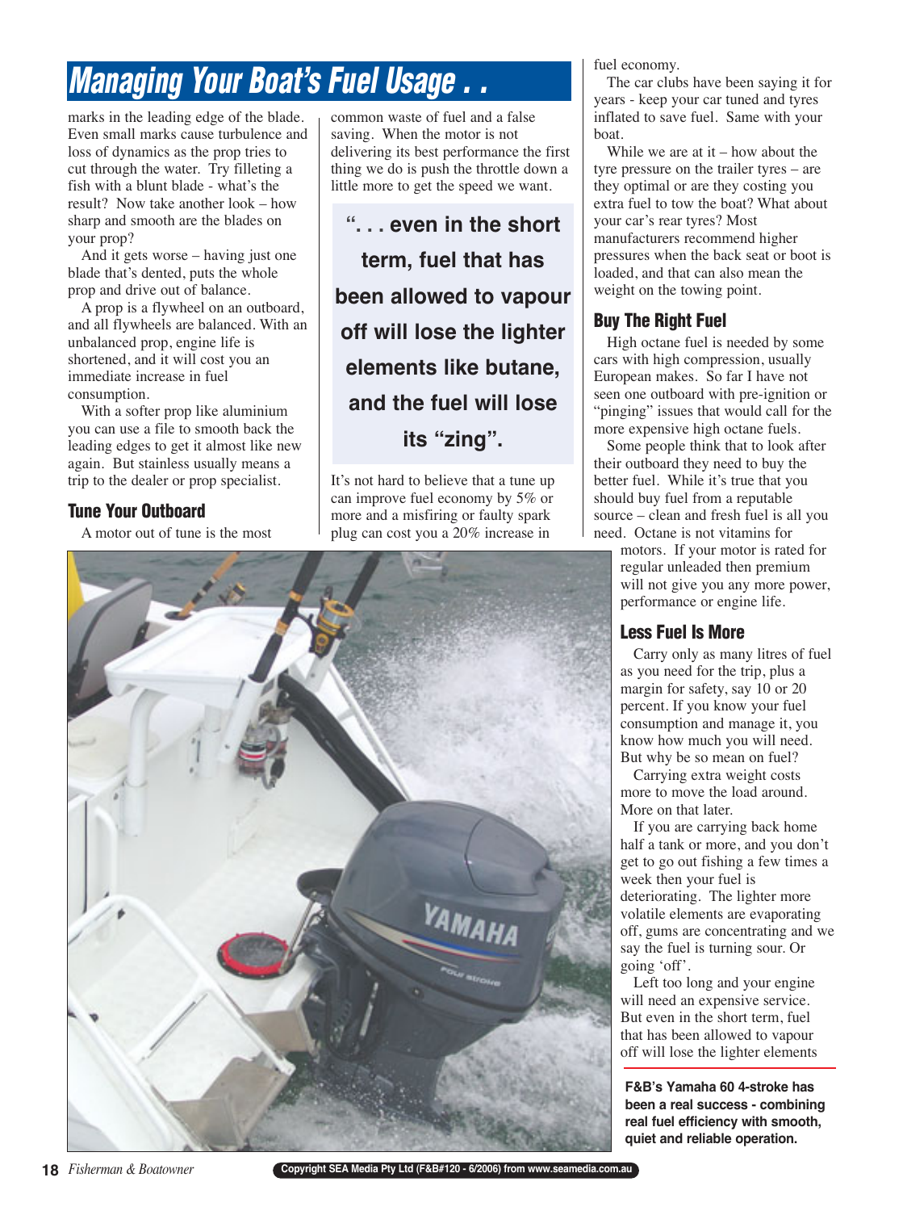# Managing Your Boat's Fuel Usage . .

marks in the leading edge of the blade. Even small marks cause turbulence and loss of dynamics as the prop tries to cut through the water. Try filleting a fish with a blunt blade - what's the result? Now take another look – how sharp and smooth are the blades on your prop?

And it gets worse – having just one blade that's dented, puts the whole prop and drive out of balance.

A prop is a flywheel on an outboard, and all flywheels are balanced. With an unbalanced prop, engine life is shortened, and it will cost you an immediate increase in fuel consumption.

With a softer prop like aluminium you can use a file to smooth back the leading edges to get it almost like new again. But stainless usually means a trip to the dealer or prop specialist.

## Tune Your Outboard

A motor out of tune is the most common waste of fuel and a false saving. When the motor is not delivering its best performance the first thing we do is push the throttle down a little more to get the speed we want.

> **". . . even in the short term, fuel that has been allowed to vapour off will lose the lighter elements like butane, and the fuel will lose its "zing".**

It's not hard to believe that a tune up can improve fuel economy by 5% or more and a misfiring or faulty spark plug can cost you a 20% increase in fuel economy.

The car clubs have been saying it for years - keep your car tuned and tyres inflated to save fuel. Same with your boat.

While we are at it – how about the tyre pressure on the trailer tyres – are they optimal or are they costing you extra fuel to tow the boat? What about your car's rear tyres? Most manufacturers recommend higher pressures when the back seat or boot is loaded, and that can also mean the weight on the towing point.

## Buy The Right Fuel

High octane fuel is needed by some cars with high compression, usually European makes. So far I have not seen one outboard with pre-ignition or "pinging" issues that would call for the more expensive high octane fuels.

Some people think that to look after their outboard they need to buy the better fuel. While it's true that you should buy fuel from a reputable source – clean and fresh fuel is all you need. Octane is not vitamins for motors. If your motor is rated for regular unleaded then premium will not give you any more power, performance or engine life.

## Less Fuel Is More

Carry only as many litres of fuel as you need for the trip, plus a margin for safety, say 10 or 20 percent. If you know your fuel consumption and manage it, you know how much you will need. But why be so mean on fuel?

Carrying extra weight costs more to move the load around. More on that later.

If you are carrying back home half a tank or more, and you don't get to go out fishing a few times a week then your fuel is deteriorating. The lighter more volatile elements are evaporating off, gums are concentrating and we say the fuel is turning sour. Or going 'off'.

Left too long and your engine will need an expensive service. But even in the short term, fuel that has been allowed to vapour off will lose the lighter elements

**F&B's Yamaha 60 4-stroke has been a real success - combining real fuel efficiency with smooth, quiet and reliable operation.**

Copyright SEA Media Pty Ltd (F&B#120 - 6/2006) from www.seamedia.com.au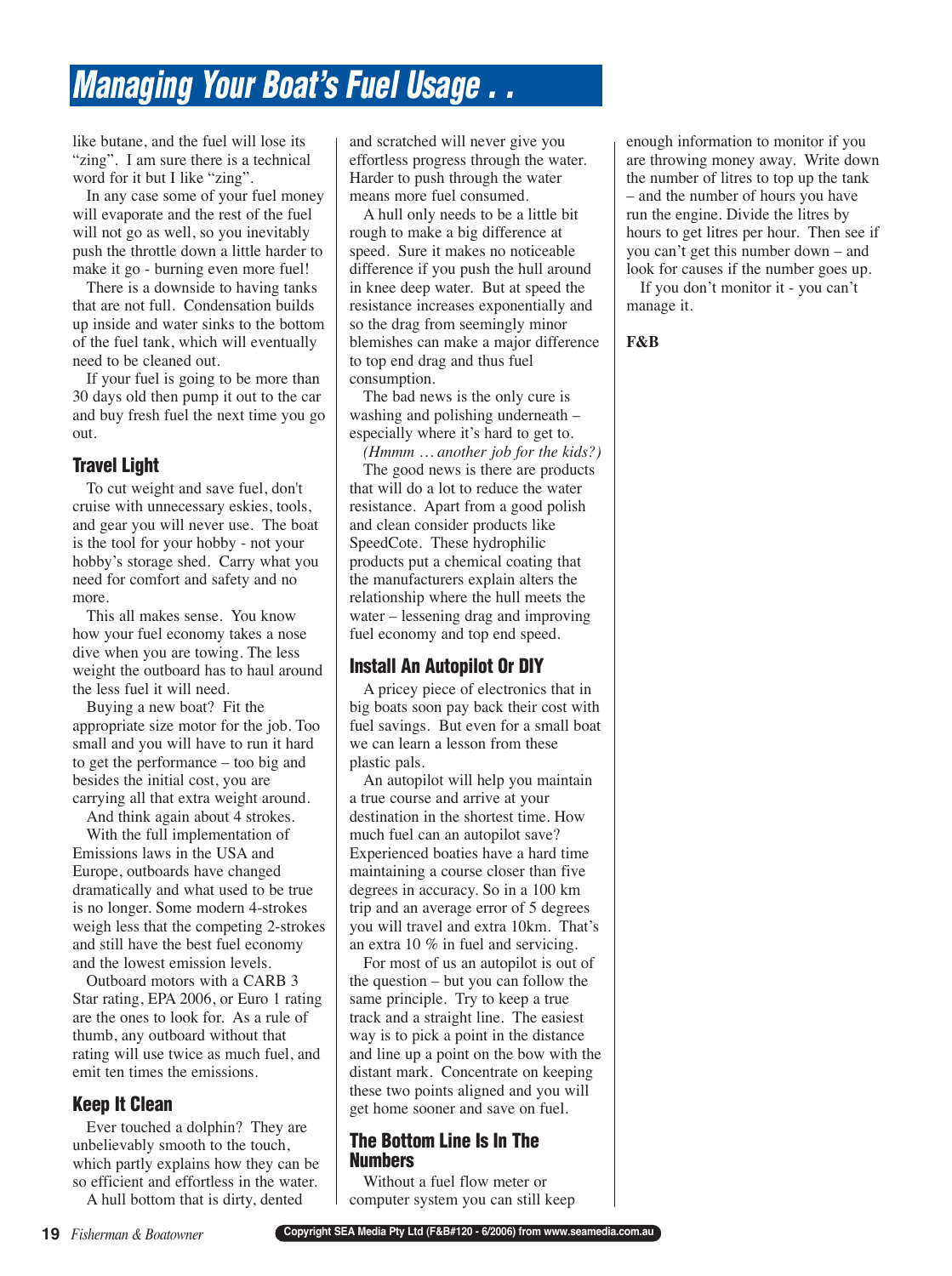# Managing Your Boat's Fuel Usage . .

like butane, and the fuel will lose its "zing". I am sure there is a technical word for it but I like "zing".

In any case some of your fuel money will evaporate and the rest of the fuel will not go as well, so you inevitably push the throttle down a little harder to make it go - burning even more fuel!

There is a downside to having tanks that are not full. Condensation builds up inside and water sinks to the bottom of the fuel tank, which will eventually need to be cleaned out.

If your fuel is going to be more than 30 days old then pump it out to the car and buy fresh fuel the next time you go out.

## Travel Light

To cut weight and save fuel, don't cruise with unnecessary eskies, tools, and gear you will never use. The boat is the tool for your hobby - not your hobby's storage shed. Carry what you need for comfort and safety and no more.

This all makes sense. You know how your fuel economy takes a nose dive when you are towing. The less weight the outboard has to haul around the less fuel it will need.

Buying a new boat? Fit the appropriate size motor for the job. Too small and you will have to run it hard to get the performance – too big and besides the initial cost, you are carrying all that extra weight around.

And think again about 4 strokes.

With the full implementation of Emissions laws in the USA and Europe, outboards have changed dramatically and what used to be true is no longer. Some modern 4-strokes weigh less that the competing 2-strokes and still have the best fuel economy and the lowest emission levels.

Outboard motors with a CARB 3 Star rating, EPA 2006, or Euro 1 rating are the ones to look for. As a rule of thumb, any outboard without that rating will use twice as much fuel, and emit ten times the emissions.

## Keep It Clean

Ever touched a dolphin? They are unbelievably smooth to the touch, which partly explains how they can be so efficient and effortless in the water.

A hull bottom that is dirty, dented and scratched will never give you effortless progress through the water. Harder to push through the water means more fuel consumed.

A hull only needs to be a little bit rough to make a big difference at speed. Sure it makes no noticeable difference if you push the hull around in knee deep water. But at speed the resistance increases exponentially and so the drag from seemingly minor blemishes can make a major difference to top end drag and thus fuel consumption.

The bad news is the only cure is washing and polishing underneath – especially where it's hard to get to.

*(Hmmm … another job for the kids?)*

The good news is there are products that will do a lot to reduce the water resistance. Apart from a good polish and clean consider products like SpeedCote. These hydrophilic products put a chemical coating that the manufacturers explain alters the relationship where the hull meets the water – lessening drag and improving fuel economy and top end speed.

## Install An Autopilot Or DIY

A pricey piece of electronics that in big boats soon pay back their cost with fuel savings. But even for a small boat we can learn a lesson from these plastic pals.

An autopilot will help you maintain a true course and arrive at your destination in the shortest time. How much fuel can an autopilot save? Experienced boaties have a hard time maintaining a course closer than five degrees in accuracy. So in a 100 km trip and an average error of 5 degrees you will travel and extra 10km. That's an extra 10 % in fuel and servicing.

For most of us an autopilot is out of the question – but you can follow the same principle. Try to keep a true track and a straight line. The easiest way is to pick a point in the distance and line up a point on the bow with the distant mark. Concentrate on keeping these two points aligned and you will get home sooner and save on fuel.

## The Bottom Line Is In The Numbers

Without a fuel flow meter or computer system you can still keep enough information to monitor if you are throwing money away. Write down the number of litres to top up the tank – and the number of hours you have run the engine. Divide the litres by hours to get litres per hour. Then see if you can't get this number down – and look for causes if the number goes up.

If you don't monitor it - you can't manage it.

**F&B**

Copyright SEA Media Pty Ltd (F&B#120 - 6/2006) from www.seamedia.com.au